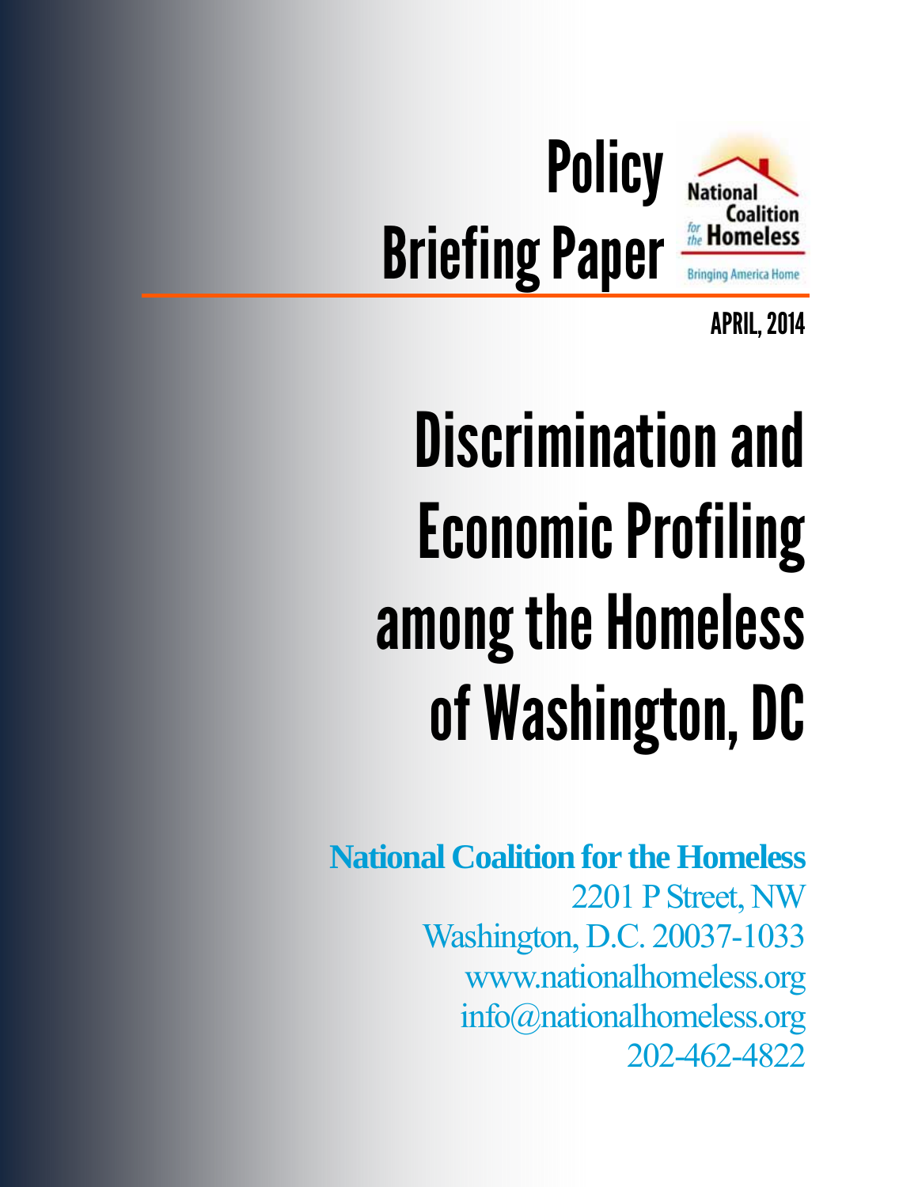# Policy Briefing Paper

National Coalition for the Homeless

Bringing America Home

APRIL, 2014

# Discrimination and Economic Profiling among the Homeless of Washington, DC

**National Coalition for the Homeless**
2201 P Street, NW
Washington, D.C. 20037-1033
www.nationalhomeless.org
info@nationalhomeless.org
202-462-4822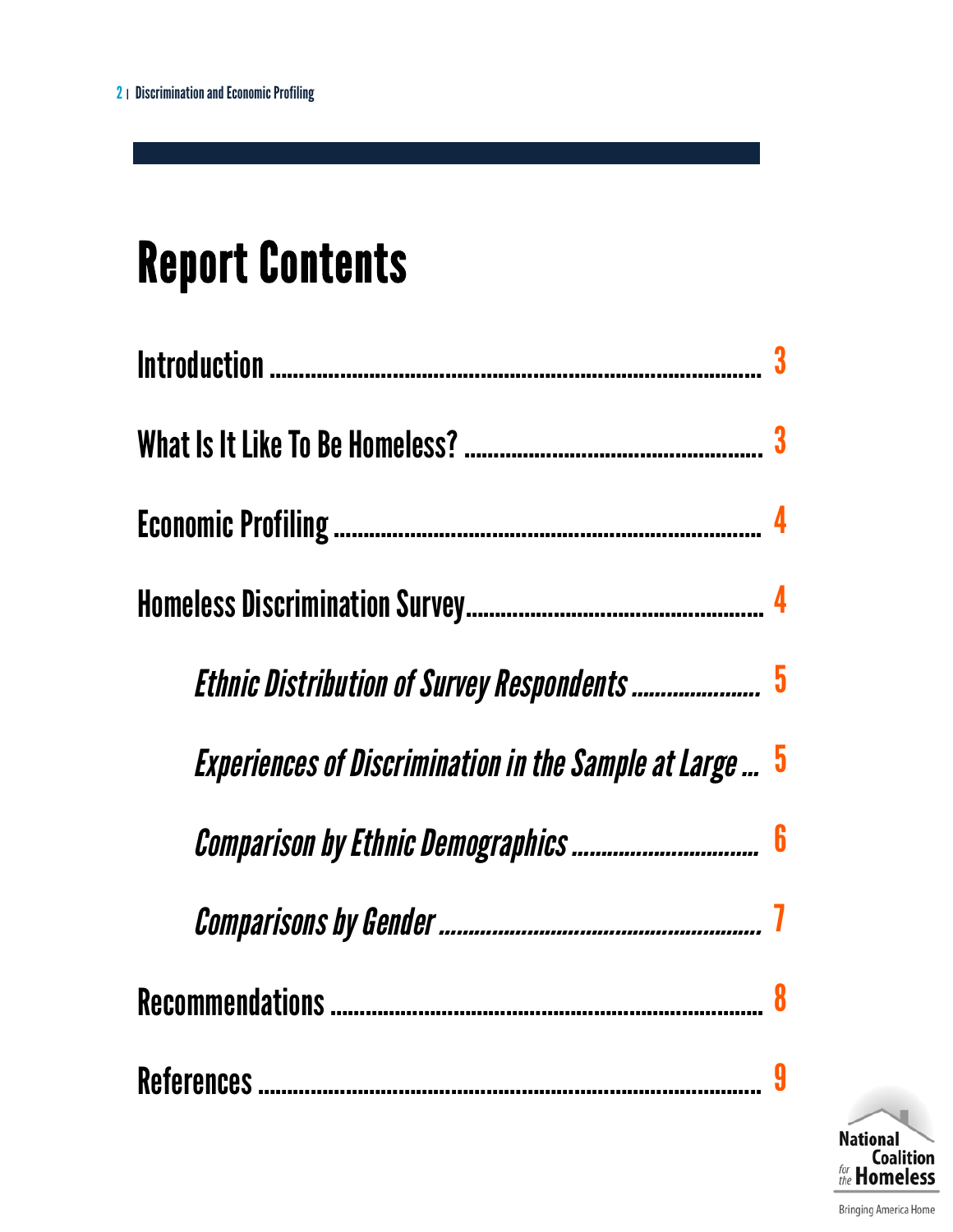# Report Contents

Introduction ........................................................................ 3

What Is It Like To Be Homeless? ................................................. 3

Economic Profiling ...................................................................... 4

Homeless Discrimination Survey................................................. 4

- *Ethnic Distribution of Survey Respondents* ..................... 5
- *Experiences of Discrimination in the Sample at Large* ... 5
- *Comparison by Ethnic Demographics* ............................... 6
- *Comparisons by Gender* ...................................................... 7

Recommendations ........................................................................ 8

References ..................................................................................... 9

National Coalition for the Homeless

Bringing America Home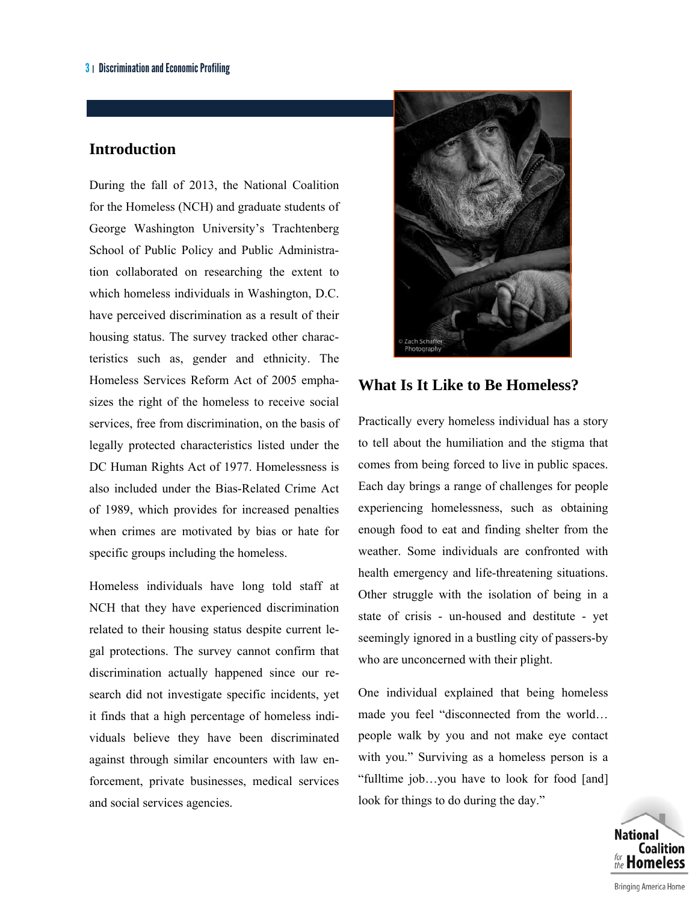## Introduction

During the fall of 2013, the National Coalition for the Homeless (NCH) and graduate students of George Washington University's Trachtenberg School of Public Policy and Public Administration collaborated on researching the extent to which homeless individuals in Washington, D.C. have perceived discrimination as a result of their housing status. The survey tracked other characteristics such as, gender and ethnicity. The Homeless Services Reform Act of 2005 emphasizes the right of the homeless to receive social services, free from discrimination, on the basis of legally protected characteristics listed under the DC Human Rights Act of 1977. Homelessness is also included under the Bias-Related Crime Act of 1989, which provides for increased penalties when crimes are motivated by bias or hate for specific groups including the homeless.

Homeless individuals have long told staff at NCH that they have experienced discrimination related to their housing status despite current legal protections. The survey cannot confirm that discrimination actually happened since our research did not investigate specific incidents, yet it finds that a high percentage of homeless individuals believe they have been discriminated against through similar encounters with law enforcement, private businesses, medical services and social services agencies.

© Zach Schaffer Photography

## What Is It Like to Be Homeless?

Practically every homeless individual has a story to tell about the humiliation and the stigma that comes from being forced to live in public spaces. Each day brings a range of challenges for people experiencing homelessness, such as obtaining enough food to eat and finding shelter from the weather. Some individuals are confronted with health emergency and life-threatening situations. Other struggle with the isolation of being in a state of crisis - un-housed and destitute - yet seemingly ignored in a bustling city of passers-by who are unconcerned with their plight.

One individual explained that being homeless made you feel "disconnected from the world… people walk by you and not make eye contact with you." Surviving as a homeless person is a "fulltime job…you have to look for food [and] look for things to do during the day."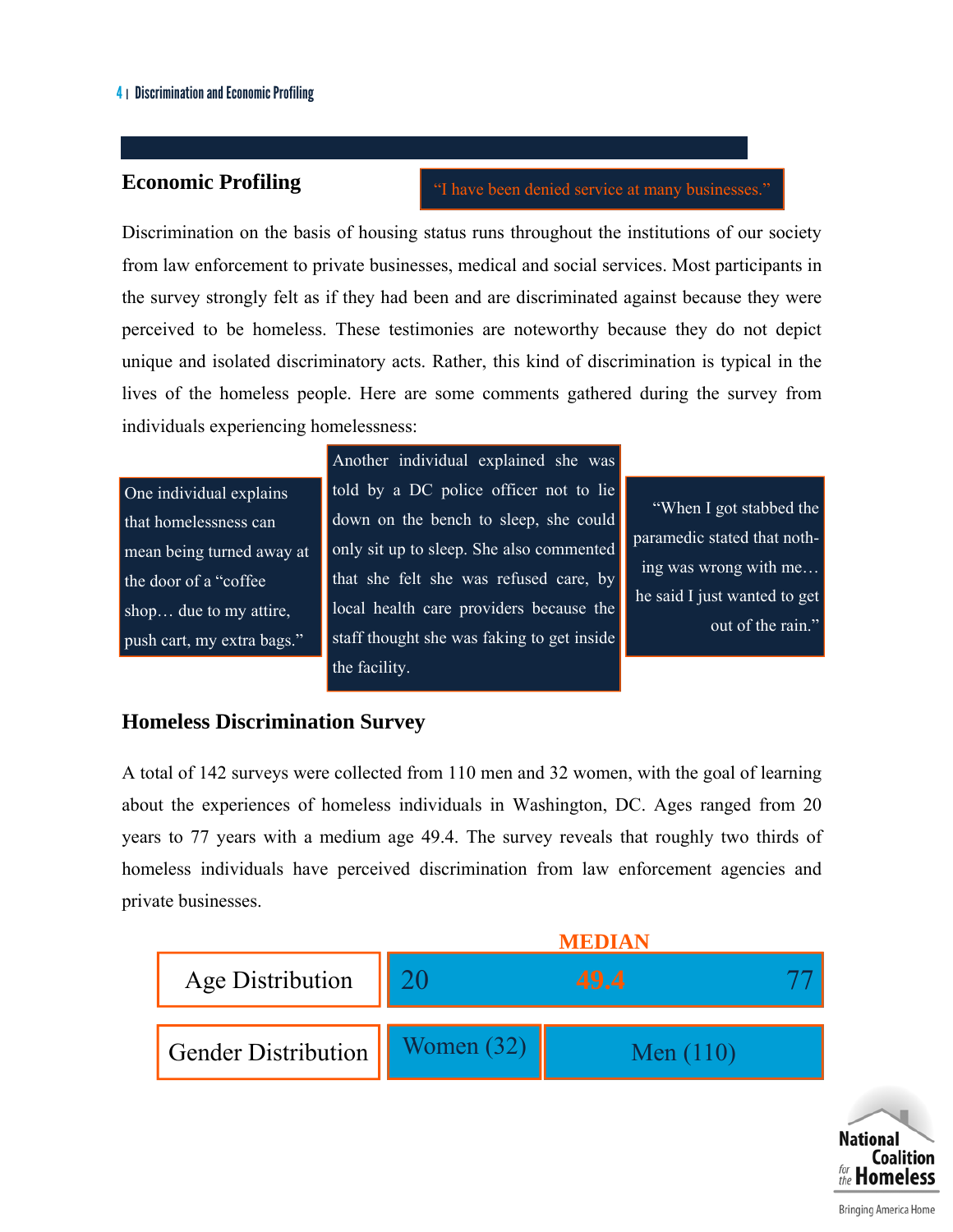## Economic Profiling

> "I have been denied service at many businesses."

Discrimination on the basis of housing status runs throughout the institutions of our society from law enforcement to private businesses, medical and social services. Most participants in the survey strongly felt as if they had been and are discriminated against because they were perceived to be homeless. These testimonies are noteworthy because they do not depict unique and isolated discriminatory acts. Rather, this kind of discrimination is typical in the lives of the homeless people. Here are some comments gathered during the survey from individuals experiencing homelessness:

> One individual explains that homelessness can mean being turned away at the door of a "coffee shop… due to my attire, push cart, my extra bags."

> Another individual explained she was told by a DC police officer not to lie down on the bench to sleep, she could only sit up to sleep. She also commented that she felt she was refused care, by local health care providers because the staff thought she was faking to get inside the facility.

> "When I got stabbed the paramedic stated that nothing was wrong with me… he said I just wanted to get out of the rain."

## Homeless Discrimination Survey

A total of 142 surveys were collected from 110 men and 32 women, with the goal of learning about the experiences of homeless individuals in Washington, DC. Ages ranged from 20 years to 77 years with a medium age 49.4. The survey reveals that roughly two thirds of homeless individuals have perceived discrimination from law enforcement agencies and private businesses.

| | | | |
|---|---|---|---|
| Age Distribution | 20 | MEDIAN 49.4 | 77 |
| Gender Distribution | Women (32) | Men (110) | |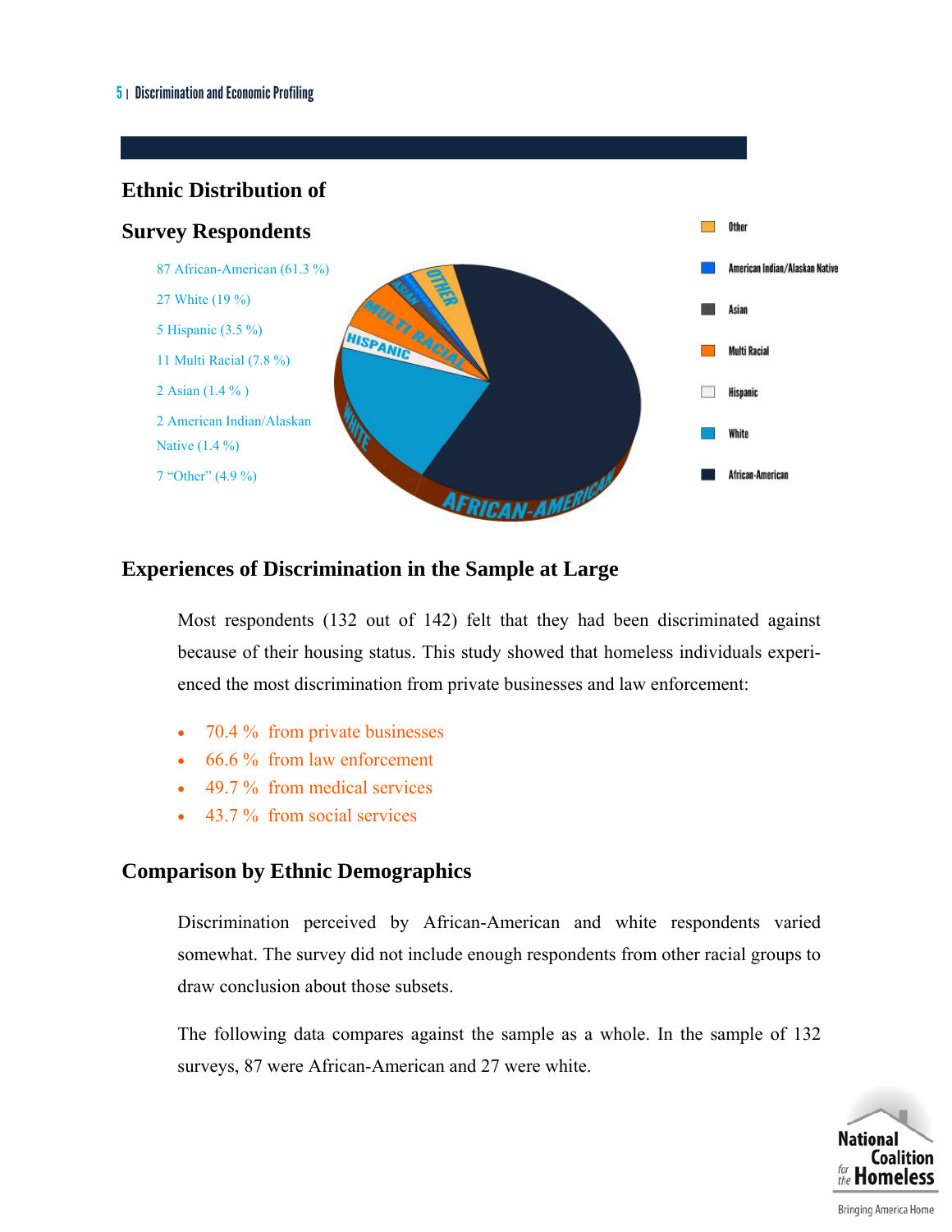## Ethnic Distribution of Survey Respondents

87 African-American (61.3 %)

27 White (19 %)

5 Hispanic (3.5 %)

11 Multi Racial (7.8 %)

2 Asian (1.4 % )

2 American Indian/Alaskan Native (1.4 %)

7 “Other” (4.9 %)

## Experiences of Discrimination in the Sample at Large

Most respondents (132 out of 142) felt that they had been discriminated against because of their housing status. This study showed that homeless individuals experienced the most discrimination from private businesses and law enforcement:

- 70.4 % from private businesses
- 66.6 % from law enforcement
- 49.7 % from medical services
- 43.7 % from social services

## Comparison by Ethnic Demographics

Discrimination perceived by African-American and white respondents varied somewhat. The survey did not include enough respondents from other racial groups to draw conclusion about those subsets.

The following data compares against the sample as a whole. In the sample of 132 surveys, 87 were African-American and 27 were white.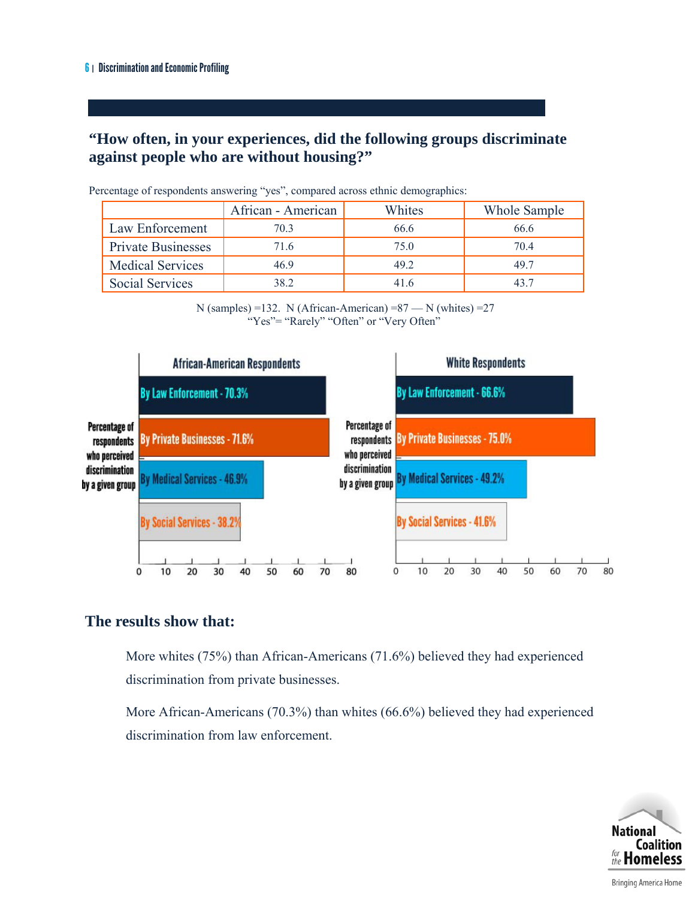## "How often, in your experiences, did the following groups discriminate against people who are without housing?"

Percentage of respondents answering "yes", compared across ethnic demographics:

| | African - American | Whites | Whole Sample |
|---|---|---|---|
| Law Enforcement | 70.3 | 66.6 | 66.6 |
| Private Businesses | 71.6 | 75.0 | 70.4 |
| Medical Services | 46.9 | 49.2 | 49.7 |
| Social Services | 38.2 | 41.6 | 43.7 |

N (samples) =132. N (African-American) =87 — N (whites) =27
"Yes"= "Rarely" "Often" or "Very Often"

**African-American Respondents**

Percentage of respondents who perceived discrimination by a given group

- By Law Enforcement - 70.3%
- By Private Businesses - 71.6%
- By Medical Services - 46.9%
- By Social Services - 38.2%

**White Respondents**

Percentage of respondents who perceived discrimination by a given group

- By Law Enforcement - 66.6%
- By Private Businesses - 75.0%
- By Medical Services - 49.2%
- By Social Services - 41.6%

## The results show that:

More whites (75%) than African-Americans (71.6%) believed they had experienced discrimination from private businesses.

More African-Americans (70.3%) than whites (66.6%) believed they had experienced discrimination from law enforcement.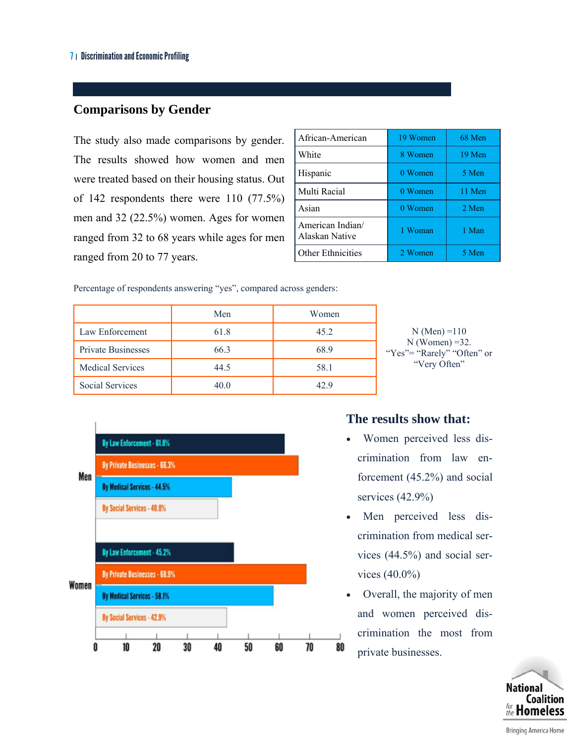## Comparisons by Gender

The study also made comparisons by gender. The results showed how women and men were treated based on their housing status. Out of 142 respondents there were 110 (77.5%) men and 32 (22.5%) women. Ages for women ranged from 32 to 68 years while ages for men ranged from 20 to 77 years.

| | | |
|---|---|---|
| African-American | 19 Women | 68 Men |
| White | 8 Women | 19 Men |
| Hispanic | 0 Women | 5 Men |
| Multi Racial | 0 Women | 11 Men |
| Asian | 0 Women | 2 Men |
| American Indian/ Alaskan Native | 1 Woman | 1 Man |
| Other Ethnicities | 2 Women | 5 Men |

Percentage of respondents answering "yes", compared across genders:

| | Men | Women |
|---|---|---|
| Law Enforcement | 61.8 | 45.2 |
| Private Businesses | 66.3 | 68.9 |
| Medical Services | 44.5 | 58.1 |
| Social Services | 40.0 | 42.9 |

N (Men) =110
N (Women) =32.
"Yes"= "Rarely" "Often" or "Very Often"

Men
- By Law Enforcement - 61.8%
- By Private Businesses - 66.3%
- By Medical Services - 44.5%
- By Social Services - 40.0%

Women
- By Law Enforcement - 45.2%
- By Private Businesses - 68.9%
- By Medical Services - 58.1%
- By Social Services - 42.9%

0 10 20 30 40 50 60 70 80

### The results show that:

- Women perceived less discrimination from law enforcement (45.2%) and social services (42.9%)
- Men perceived less discrimination from medical services (44.5%) and social services (40.0%)
- Overall, the majority of men and women perceived discrimination the most from private businesses.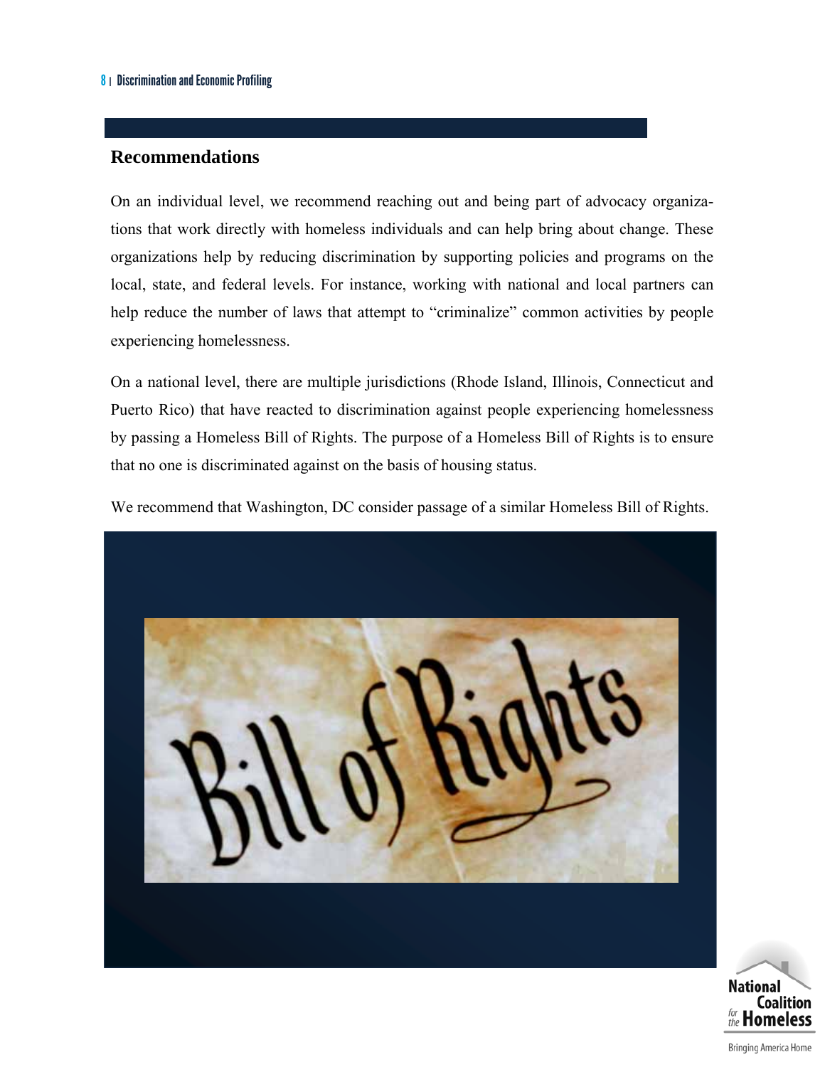## Recommendations

On an individual level, we recommend reaching out and being part of advocacy organizations that work directly with homeless individuals and can help bring about change. These organizations help by reducing discrimination by supporting policies and programs on the local, state, and federal levels. For instance, working with national and local partners can help reduce the number of laws that attempt to "criminalize" common activities by people experiencing homelessness.

On a national level, there are multiple jurisdictions (Rhode Island, Illinois, Connecticut and Puerto Rico) that have reacted to discrimination against people experiencing homelessness by passing a Homeless Bill of Rights. The purpose of a Homeless Bill of Rights is to ensure that no one is discriminated against on the basis of housing status.

We recommend that Washington, DC consider passage of a similar Homeless Bill of Rights.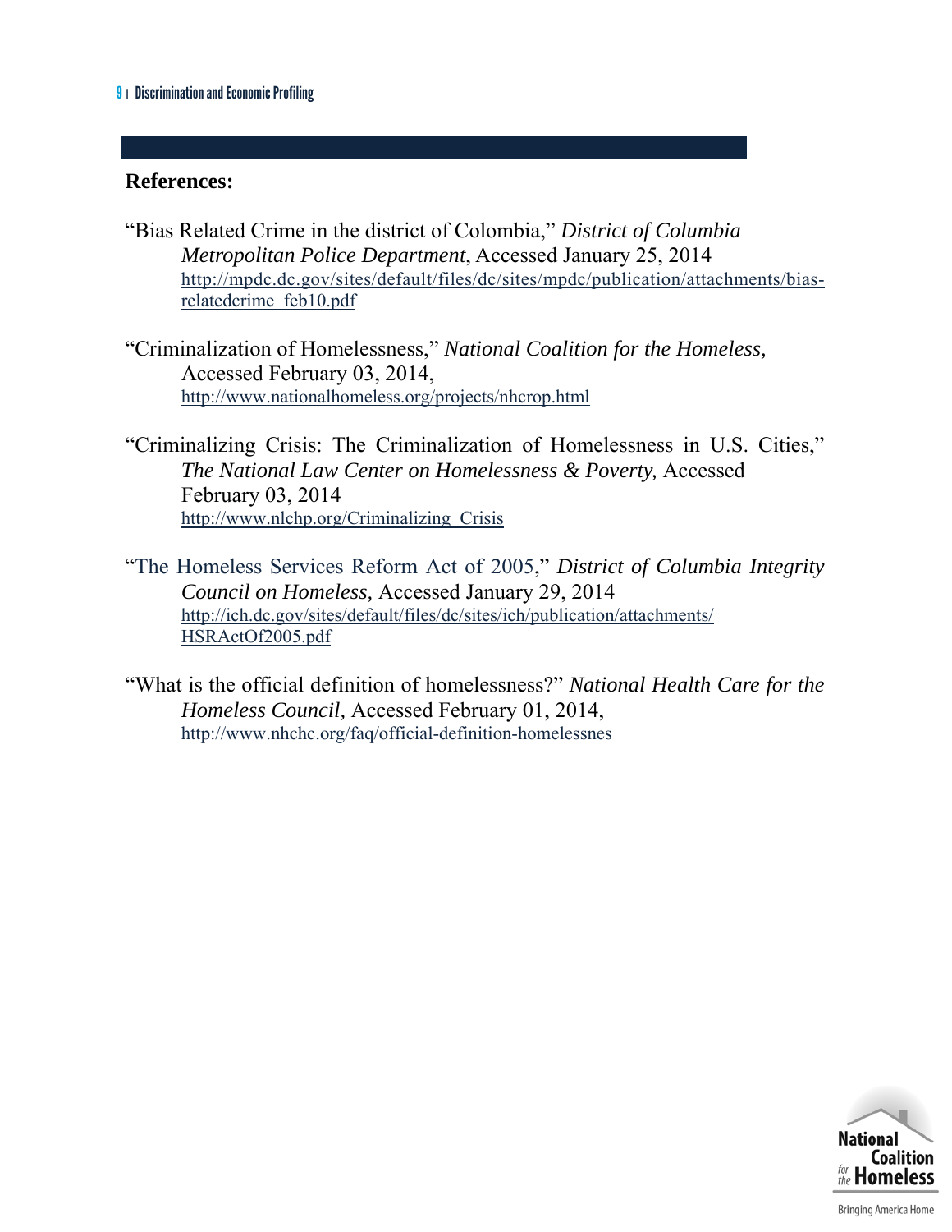**References:**

"Bias Related Crime in the district of Colombia," *District of Columbia Metropolitan Police Department*, Accessed January 25, 2014 http://mpdc.dc.gov/sites/default/files/dc/sites/mpdc/publication/attachments/bias-relatedcrime_feb10.pdf

"Criminalization of Homelessness," *National Coalition for the Homeless,* Accessed February 03, 2014, http://www.nationalhomeless.org/projects/nhcrop.html

"Criminalizing Crisis: The Criminalization of Homelessness in U.S. Cities," *The National Law Center on Homelessness & Poverty,* Accessed February 03, 2014 http://www.nlchp.org/Criminalizing_Crisis

"The Homeless Services Reform Act of 2005," *District of Columbia Integrity Council on Homeless,* Accessed January 29, 2014 http://ich.dc.gov/sites/default/files/dc/sites/ich/publication/attachments/HSRActOf2005.pdf

"What is the official definition of homelessness?" *National Health Care for the Homeless Council,* Accessed February 01, 2014, http://www.nhchc.org/faq/official-definition-homelessnes